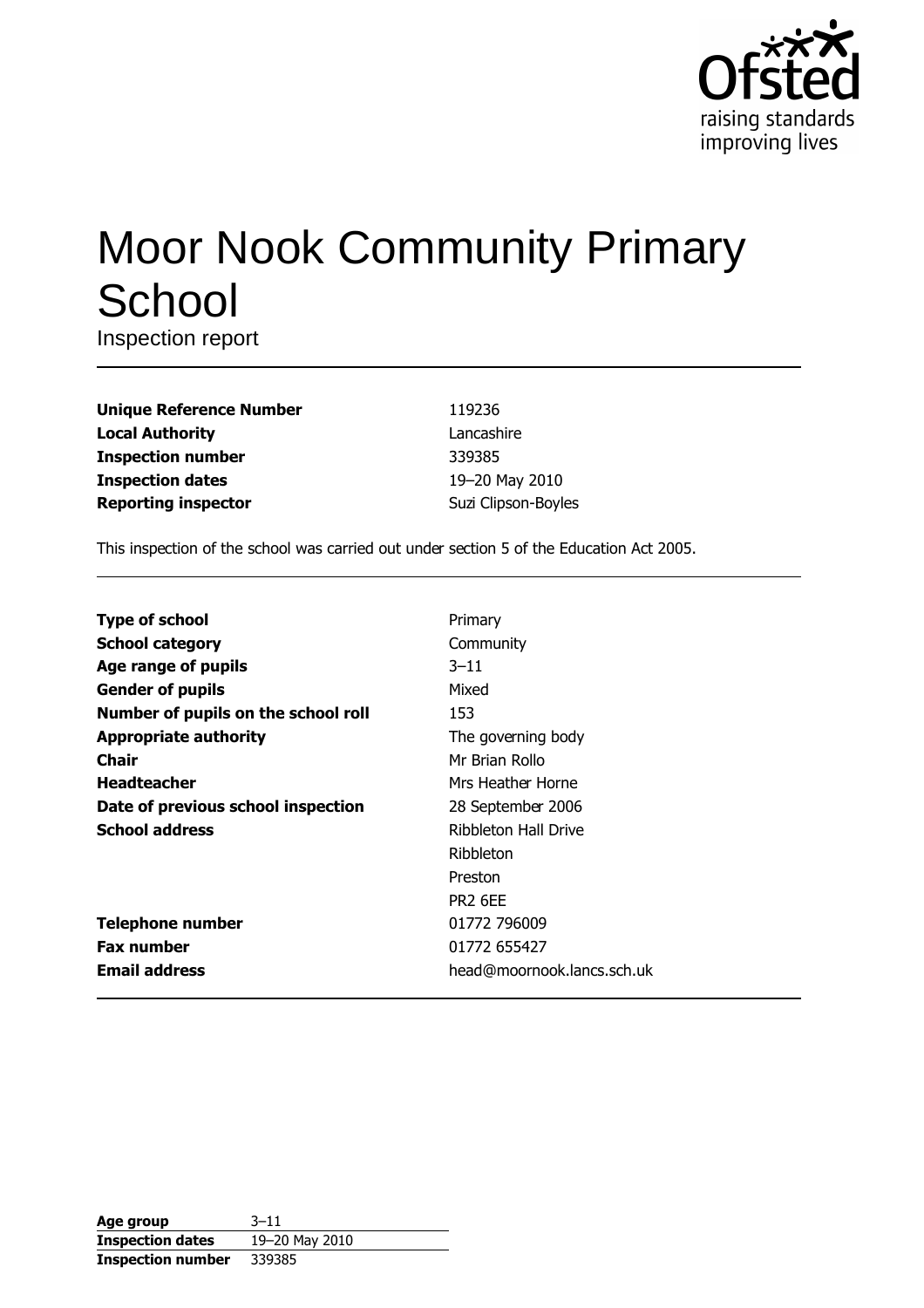# Moor Nook Community Primary School

Inspection report

| | |
|---|---|
| **Unique Reference Number** | 119236 |
| **Local Authority** | Lancashire |
| **Inspection number** | 339385 |
| **Inspection dates** | 19–20 May 2010 |
| **Reporting inspector** | Suzi Clipson-Boyles |

This inspection of the school was carried out under section 5 of the Education Act 2005.

| | |
|---|---|
| **Type of school** | Primary |
| **School category** | Community |
| **Age range of pupils** | 3–11 |
| **Gender of pupils** | Mixed |
| **Number of pupils on the school roll** | 153 |
| **Appropriate authority** | The governing body |
| **Chair** | Mr Brian Rollo |
| **Headteacher** | Mrs Heather Horne |
| **Date of previous school inspection** | 28 September 2006 |
| **School address** | Ribbleton Hall Drive<br>Ribbleton<br>Preston<br>PR2 6EE |
| **Telephone number** | 01772 796009 |
| **Fax number** | 01772 655427 |
| **Email address** | head@moornook.lancs.sch.uk |

| | |
|---|---|
| **Age group** | 3–11 |
| **Inspection dates** | 19–20 May 2010 |
| **Inspection number** | 339385 |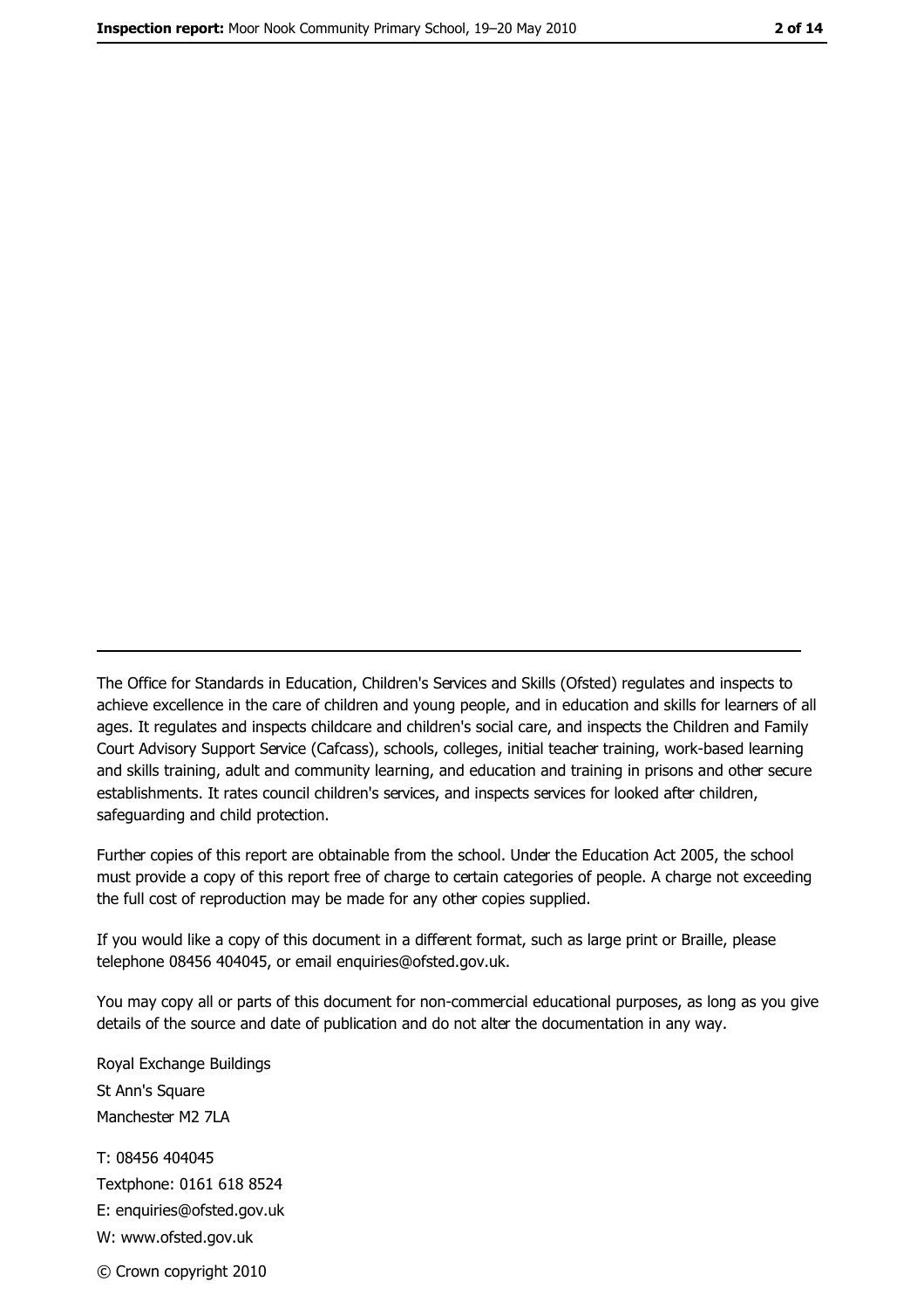The Office for Standards in Education, Children's Services and Skills (Ofsted) regulates and inspects to achieve excellence in the care of children and young people, and in education and skills for learners of all ages. It regulates and inspects childcare and children's social care, and inspects the Children and Family Court Advisory Support Service (Cafcass), schools, colleges, initial teacher training, work-based learning and skills training, adult and community learning, and education and training in prisons and other secure establishments. It rates council children's services, and inspects services for looked after children, safeguarding and child protection.

Further copies of this report are obtainable from the school. Under the Education Act 2005, the school must provide a copy of this report free of charge to certain categories of people. A charge not exceeding the full cost of reproduction may be made for any other copies supplied.

If you would like a copy of this document in a different format, such as large print or Braille, please telephone 08456 404045, or email enquiries@ofsted.gov.uk.

You may copy all or parts of this document for non-commercial educational purposes, as long as you give details of the source and date of publication and do not alter the documentation in any way.

Royal Exchange Buildings
St Ann's Square
Manchester M2 7LA

T: 08456 404045
Textphone: 0161 618 8524
E: enquiries@ofsted.gov.uk
W: www.ofsted.gov.uk

© Crown copyright 2010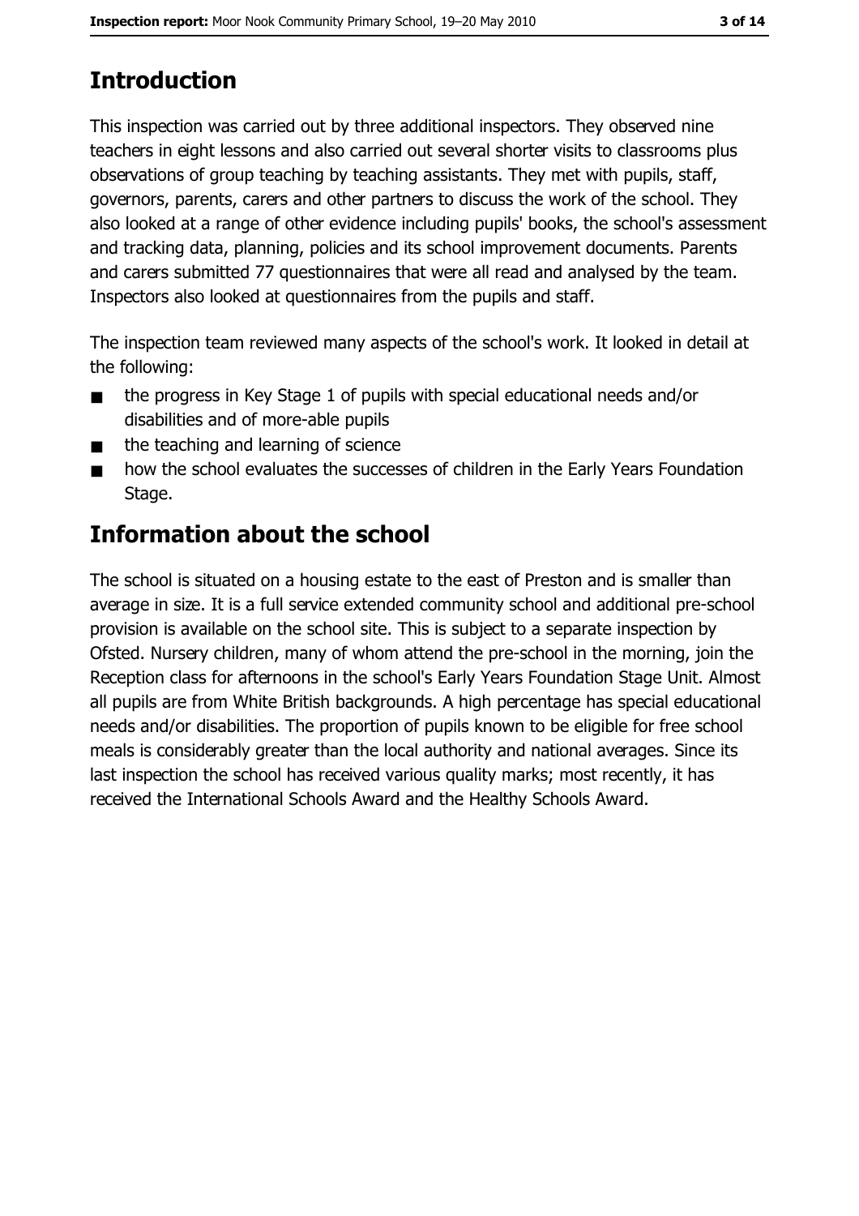## Introduction

This inspection was carried out by three additional inspectors. They observed nine teachers in eight lessons and also carried out several shorter visits to classrooms plus observations of group teaching by teaching assistants. They met with pupils, staff, governors, parents, carers and other partners to discuss the work of the school. They also looked at a range of other evidence including pupils' books, the school's assessment and tracking data, planning, policies and its school improvement documents. Parents and carers submitted 77 questionnaires that were all read and analysed by the team. Inspectors also looked at questionnaires from the pupils and staff.

The inspection team reviewed many aspects of the school's work. It looked in detail at the following:

- the progress in Key Stage 1 of pupils with special educational needs and/or disabilities and of more-able pupils
- the teaching and learning of science
- how the school evaluates the successes of children in the Early Years Foundation Stage.

## Information about the school

The school is situated on a housing estate to the east of Preston and is smaller than average in size. It is a full service extended community school and additional pre-school provision is available on the school site. This is subject to a separate inspection by Ofsted. Nursery children, many of whom attend the pre-school in the morning, join the Reception class for afternoons in the school's Early Years Foundation Stage Unit. Almost all pupils are from White British backgrounds. A high percentage has special educational needs and/or disabilities. The proportion of pupils known to be eligible for free school meals is considerably greater than the local authority and national averages. Since its last inspection the school has received various quality marks; most recently, it has received the International Schools Award and the Healthy Schools Award.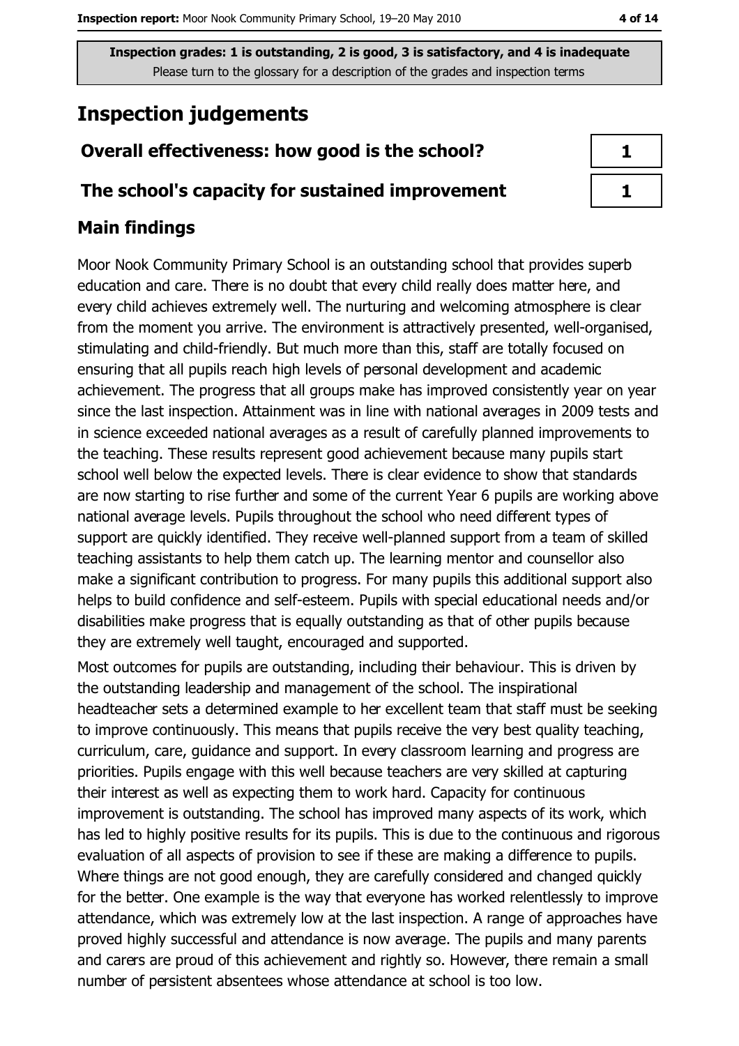**Inspection grades: 1 is outstanding, 2 is good, 3 is satisfactory, and 4 is inadequate**
Please turn to the glossary for a description of the grades and inspection terms

## Inspection judgements

| Overall effectiveness: how good is the school? | 1 |
|---|---|
| **The school's capacity for sustained improvement** | **1** |

### Main findings

Moor Nook Community Primary School is an outstanding school that provides superb education and care. There is no doubt that every child really does matter here, and every child achieves extremely well. The nurturing and welcoming atmosphere is clear from the moment you arrive. The environment is attractively presented, well-organised, stimulating and child-friendly. But much more than this, staff are totally focused on ensuring that all pupils reach high levels of personal development and academic achievement. The progress that all groups make has improved consistently year on year since the last inspection. Attainment was in line with national averages in 2009 tests and in science exceeded national averages as a result of carefully planned improvements to the teaching. These results represent good achievement because many pupils start school well below the expected levels. There is clear evidence to show that standards are now starting to rise further and some of the current Year 6 pupils are working above national average levels. Pupils throughout the school who need different types of support are quickly identified. They receive well-planned support from a team of skilled teaching assistants to help them catch up. The learning mentor and counsellor also make a significant contribution to progress. For many pupils this additional support also helps to build confidence and self-esteem. Pupils with special educational needs and/or disabilities make progress that is equally outstanding as that of other pupils because they are extremely well taught, encouraged and supported.

Most outcomes for pupils are outstanding, including their behaviour. This is driven by the outstanding leadership and management of the school. The inspirational headteacher sets a determined example to her excellent team that staff must be seeking to improve continuously. This means that pupils receive the very best quality teaching, curriculum, care, guidance and support. In every classroom learning and progress are priorities. Pupils engage with this well because teachers are very skilled at capturing their interest as well as expecting them to work hard. Capacity for continuous improvement is outstanding. The school has improved many aspects of its work, which has led to highly positive results for its pupils. This is due to the continuous and rigorous evaluation of all aspects of provision to see if these are making a difference to pupils. Where things are not good enough, they are carefully considered and changed quickly for the better. One example is the way that everyone has worked relentlessly to improve attendance, which was extremely low at the last inspection. A range of approaches have proved highly successful and attendance is now average. The pupils and many parents and carers are proud of this achievement and rightly so. However, there remain a small number of persistent absentees whose attendance at school is too low.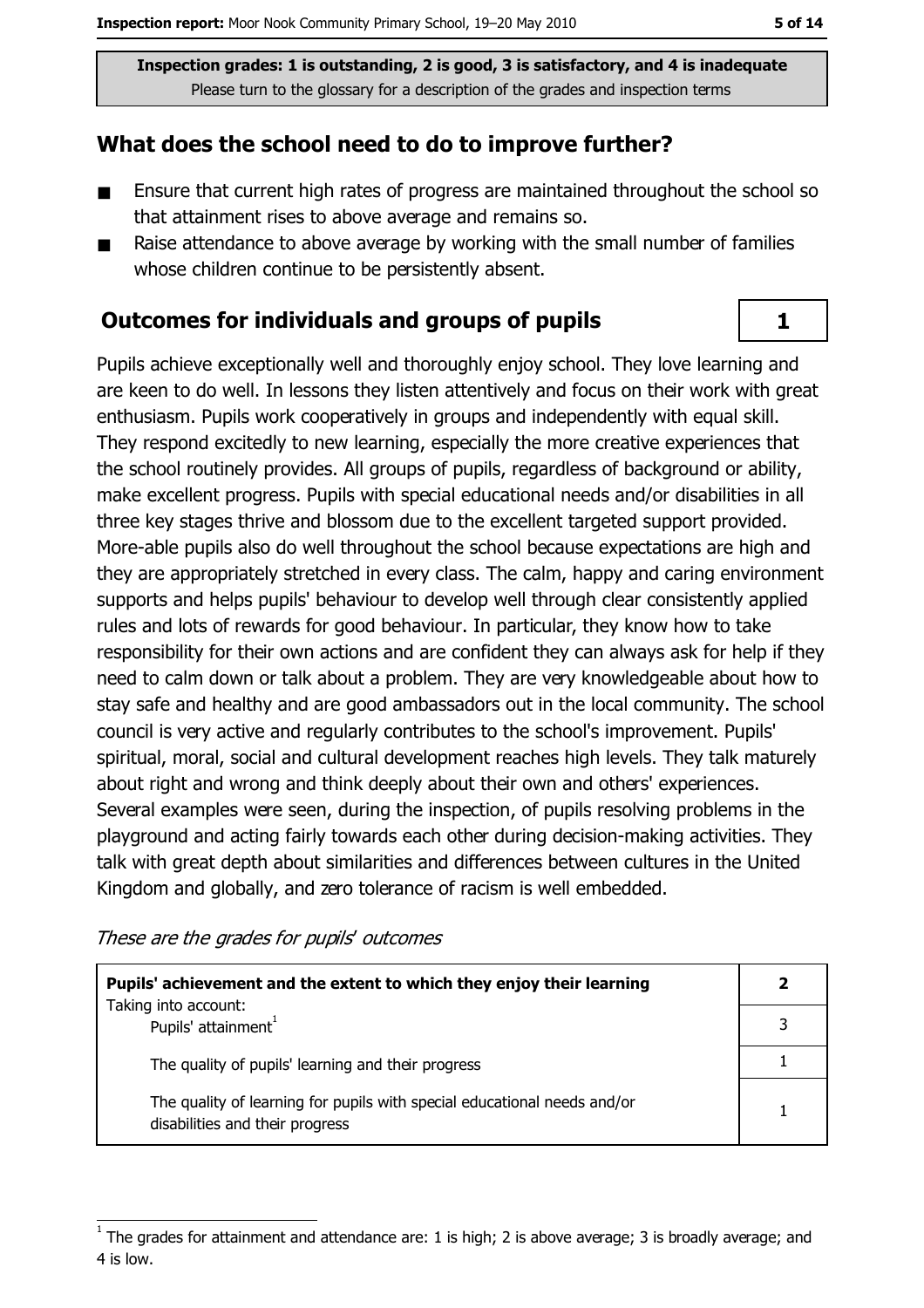Inspection grades: 1 is outstanding, 2 is good, 3 is satisfactory, and 4 is inadequate
Please turn to the glossary for a description of the grades and inspection terms

## What does the school need to do to improve further?

- Ensure that current high rates of progress are maintained throughout the school so that attainment rises to above average and remains so.
- Raise attendance to above average by working with the small number of families whose children continue to be persistently absent.

## Outcomes for individuals and groups of pupils

**1**

Pupils achieve exceptionally well and thoroughly enjoy school. They love learning and are keen to do well. In lessons they listen attentively and focus on their work with great enthusiasm. Pupils work cooperatively in groups and independently with equal skill. They respond excitedly to new learning, especially the more creative experiences that the school routinely provides. All groups of pupils, regardless of background or ability, make excellent progress. Pupils with special educational needs and/or disabilities in all three key stages thrive and blossom due to the excellent targeted support provided. More-able pupils also do well throughout the school because expectations are high and they are appropriately stretched in every class. The calm, happy and caring environment supports and helps pupils' behaviour to develop well through clear consistently applied rules and lots of rewards for good behaviour. In particular, they know how to take responsibility for their own actions and are confident they can always ask for help if they need to calm down or talk about a problem. They are very knowledgeable about how to stay safe and healthy and are good ambassadors out in the local community. The school council is very active and regularly contributes to the school's improvement. Pupils' spiritual, moral, social and cultural development reaches high levels. They talk maturely about right and wrong and think deeply about their own and others' experiences. Several examples were seen, during the inspection, of pupils resolving problems in the playground and acting fairly towards each other during decision-making activities. They talk with great depth about similarities and differences between cultures in the United Kingdom and globally, and zero tolerance of racism is well embedded.

*These are the grades for pupils' outcomes*

| | |
|---|---|
| **Pupils' achievement and the extent to which they enjoy their learning** | **2** |
| Taking into account: Pupils' attainment[1] | 3 |
| The quality of pupils' learning and their progress | 1 |
| The quality of learning for pupils with special educational needs and/or disabilities and their progress | 1 |

[1] The grades for attainment and attendance are: 1 is high; 2 is above average; 3 is broadly average; and 4 is low.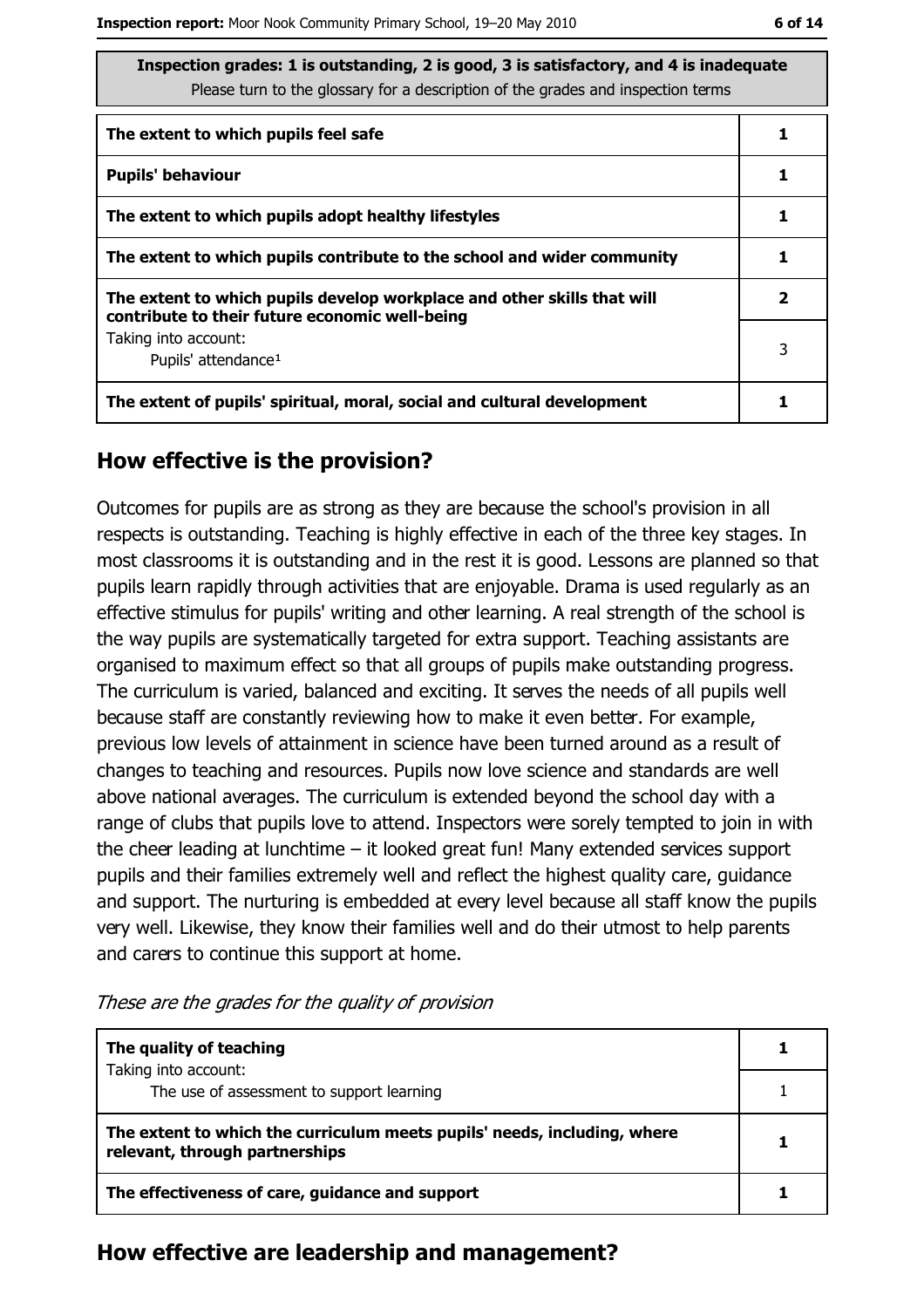| Inspection grades: 1 is outstanding, 2 is good, 3 is satisfactory, and 4 is inadequate<br>Please turn to the glossary for a description of the grades and inspection terms | |
|---|---|
| **The extent to which pupils feel safe** | **1** |
| **Pupils' behaviour** | **1** |
| **The extent to which pupils adopt healthy lifestyles** | **1** |
| **The extent to which pupils contribute to the school and wider community** | **1** |
| **The extent to which pupils develop workplace and other skills that will contribute to their future economic well-being** | **2** |
| Taking into account:<br>Pupils' attendance[1] | 3 |
| **The extent of pupils' spiritual, moral, social and cultural development** | **1** |

## How effective is the provision?

Outcomes for pupils are as strong as they are because the school's provision in all respects is outstanding. Teaching is highly effective in each of the three key stages. In most classrooms it is outstanding and in the rest it is good. Lessons are planned so that pupils learn rapidly through activities that are enjoyable. Drama is used regularly as an effective stimulus for pupils' writing and other learning. A real strength of the school is the way pupils are systematically targeted for extra support. Teaching assistants are organised to maximum effect so that all groups of pupils make outstanding progress. The curriculum is varied, balanced and exciting. It serves the needs of all pupils well because staff are constantly reviewing how to make it even better. For example, previous low levels of attainment in science have been turned around as a result of changes to teaching and resources. Pupils now love science and standards are well above national averages. The curriculum is extended beyond the school day with a range of clubs that pupils love to attend. Inspectors were sorely tempted to join in with the cheer leading at lunchtime – it looked great fun! Many extended services support pupils and their families extremely well and reflect the highest quality care, guidance and support. The nurturing is embedded at every level because all staff know the pupils very well. Likewise, they know their families well and do their utmost to help parents and carers to continue this support at home.

*These are the grades for the quality of provision*

| | |
|---|---|
| **The quality of teaching** | **1** |
| Taking into account:<br>The use of assessment to support learning | 1 |
| **The extent to which the curriculum meets pupils' needs, including, where relevant, through partnerships** | **1** |
| **The effectiveness of care, guidance and support** | **1** |

## How effective are leadership and management?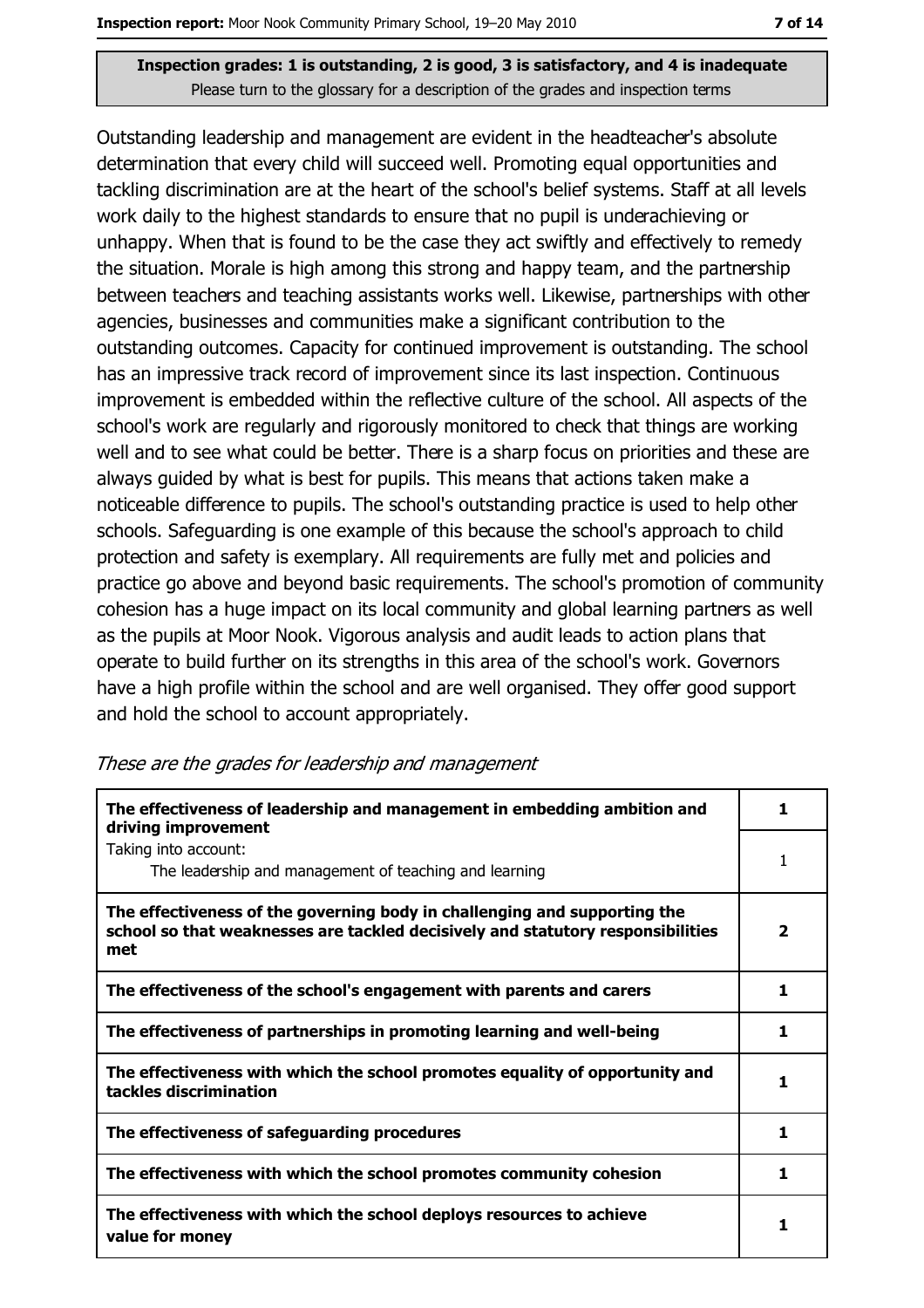**Inspection grades: 1 is outstanding, 2 is good, 3 is satisfactory, and 4 is inadequate**
Please turn to the glossary for a description of the grades and inspection terms

Outstanding leadership and management are evident in the headteacher's absolute determination that every child will succeed well. Promoting equal opportunities and tackling discrimination are at the heart of the school's belief systems. Staff at all levels work daily to the highest standards to ensure that no pupil is underachieving or unhappy. When that is found to be the case they act swiftly and effectively to remedy the situation. Morale is high among this strong and happy team, and the partnership between teachers and teaching assistants works well. Likewise, partnerships with other agencies, businesses and communities make a significant contribution to the outstanding outcomes. Capacity for continued improvement is outstanding. The school has an impressive track record of improvement since its last inspection. Continuous improvement is embedded within the reflective culture of the school. All aspects of the school's work are regularly and rigorously monitored to check that things are working well and to see what could be better. There is a sharp focus on priorities and these are always guided by what is best for pupils. This means that actions taken make a noticeable difference to pupils. The school's outstanding practice is used to help other schools. Safeguarding is one example of this because the school's approach to child protection and safety is exemplary. All requirements are fully met and policies and practice go above and beyond basic requirements. The school's promotion of community cohesion has a huge impact on its local community and global learning partners as well as the pupils at Moor Nook. Vigorous analysis and audit leads to action plans that operate to build further on its strengths in this area of the school's work. Governors have a high profile within the school and are well organised. They offer good support and hold the school to account appropriately.

*These are the grades for leadership and management*

| | |
|---|---|
| **The effectiveness of leadership and management in embedding ambition and driving improvement** | **1** |
| Taking into account: The leadership and management of teaching and learning | 1 |
| **The effectiveness of the governing body in challenging and supporting the school so that weaknesses are tackled decisively and statutory responsibilities met** | **2** |
| **The effectiveness of the school's engagement with parents and carers** | **1** |
| **The effectiveness of partnerships in promoting learning and well-being** | **1** |
| **The effectiveness with which the school promotes equality of opportunity and tackles discrimination** | **1** |
| **The effectiveness of safeguarding procedures** | **1** |
| **The effectiveness with which the school promotes community cohesion** | **1** |
| **The effectiveness with which the school deploys resources to achieve value for money** | **1** |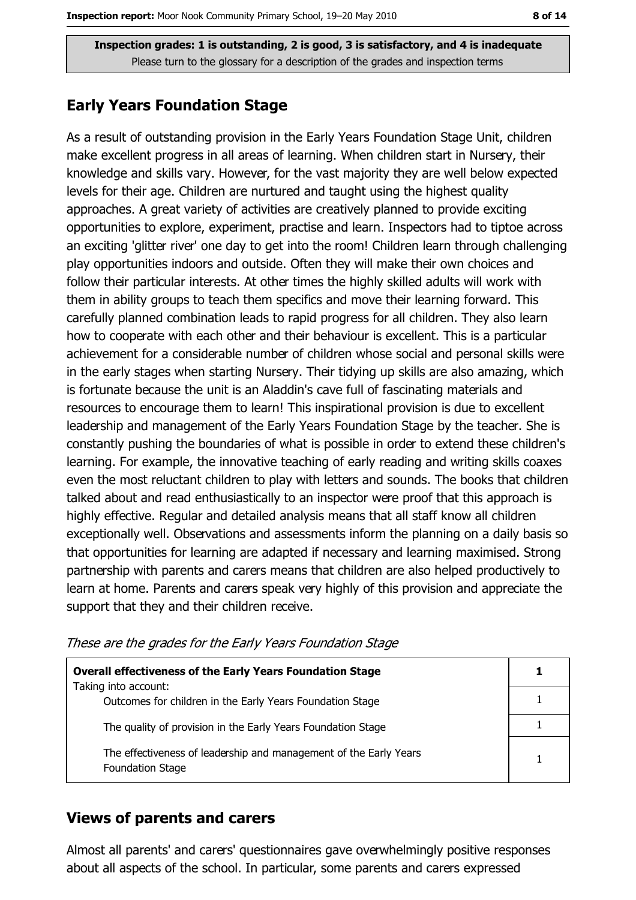**Inspection grades: 1 is outstanding, 2 is good, 3 is satisfactory, and 4 is inadequate**
Please turn to the glossary for a description of the grades and inspection terms

## Early Years Foundation Stage

As a result of outstanding provision in the Early Years Foundation Stage Unit, children make excellent progress in all areas of learning. When children start in Nursery, their knowledge and skills vary. However, for the vast majority they are well below expected levels for their age. Children are nurtured and taught using the highest quality approaches. A great variety of activities are creatively planned to provide exciting opportunities to explore, experiment, practise and learn. Inspectors had to tiptoe across an exciting 'glitter river' one day to get into the room! Children learn through challenging play opportunities indoors and outside. Often they will make their own choices and follow their particular interests. At other times the highly skilled adults will work with them in ability groups to teach them specifics and move their learning forward. This carefully planned combination leads to rapid progress for all children. They also learn how to cooperate with each other and their behaviour is excellent. This is a particular achievement for a considerable number of children whose social and personal skills were in the early stages when starting Nursery. Their tidying up skills are also amazing, which is fortunate because the unit is an Aladdin's cave full of fascinating materials and resources to encourage them to learn! This inspirational provision is due to excellent leadership and management of the Early Years Foundation Stage by the teacher. She is constantly pushing the boundaries of what is possible in order to extend these children's learning. For example, the innovative teaching of early reading and writing skills coaxes even the most reluctant children to play with letters and sounds. The books that children talked about and read enthusiastically to an inspector were proof that this approach is highly effective. Regular and detailed analysis means that all staff know all children exceptionally well. Observations and assessments inform the planning on a daily basis so that opportunities for learning are adapted if necessary and learning maximised. Strong partnership with parents and carers means that children are also helped productively to learn at home. Parents and carers speak very highly of this provision and appreciate the support that they and their children receive.

*These are the grades for the Early Years Foundation Stage*

| **Overall effectiveness of the Early Years Foundation Stage** | **1** |
|---|---|
| Taking into account: Outcomes for children in the Early Years Foundation Stage | 1 |
| The quality of provision in the Early Years Foundation Stage | 1 |
| The effectiveness of leadership and management of the Early Years Foundation Stage | 1 |

## Views of parents and carers

Almost all parents' and carers' questionnaires gave overwhelmingly positive responses about all aspects of the school. In particular, some parents and carers expressed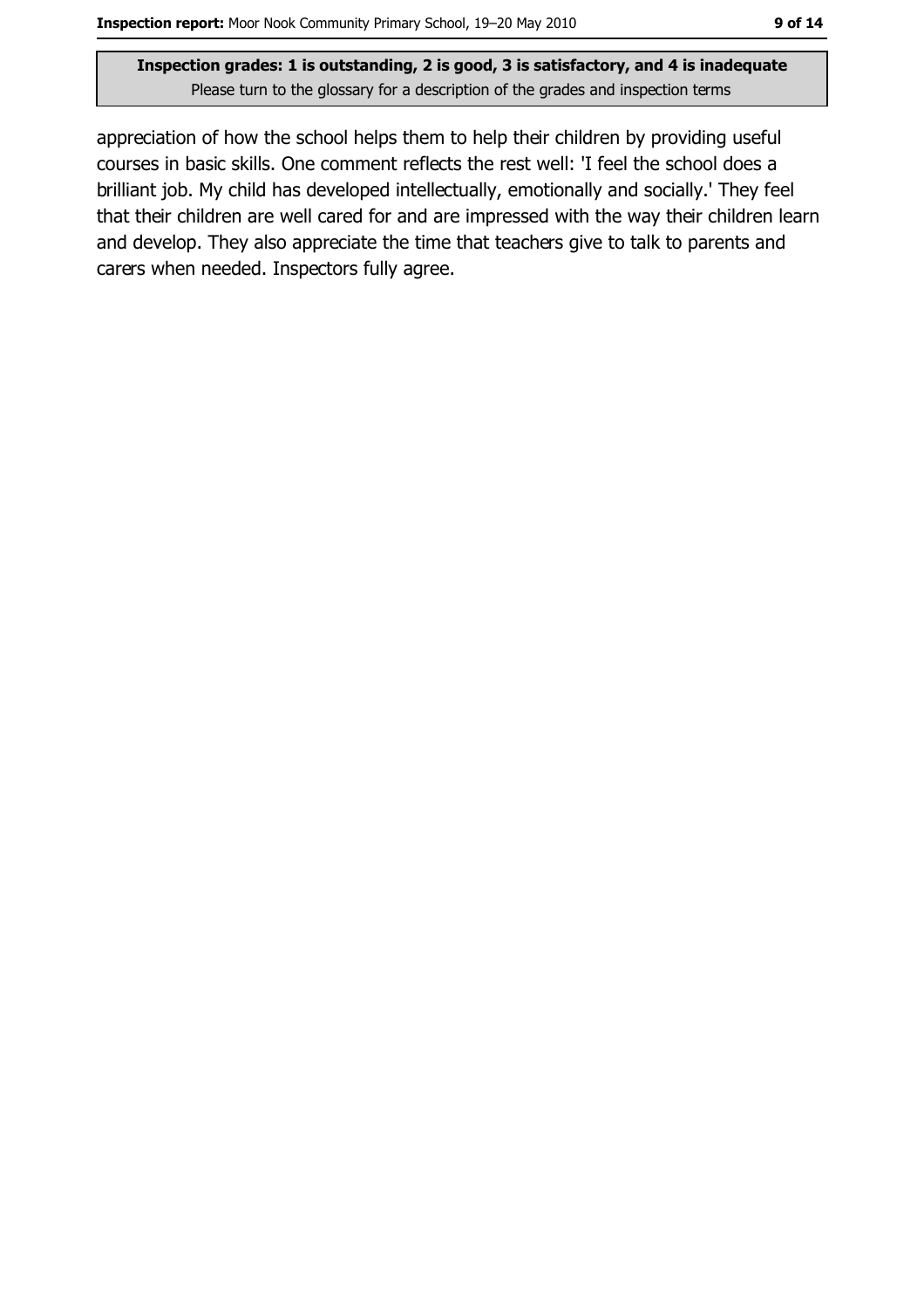**Inspection grades: 1 is outstanding, 2 is good, 3 is satisfactory, and 4 is inadequate**
Please turn to the glossary for a description of the grades and inspection terms

appreciation of how the school helps them to help their children by providing useful courses in basic skills. One comment reflects the rest well: 'I feel the school does a brilliant job. My child has developed intellectually, emotionally and socially.' They feel that their children are well cared for and are impressed with the way their children learn and develop. They also appreciate the time that teachers give to talk to parents and carers when needed. Inspectors fully agree.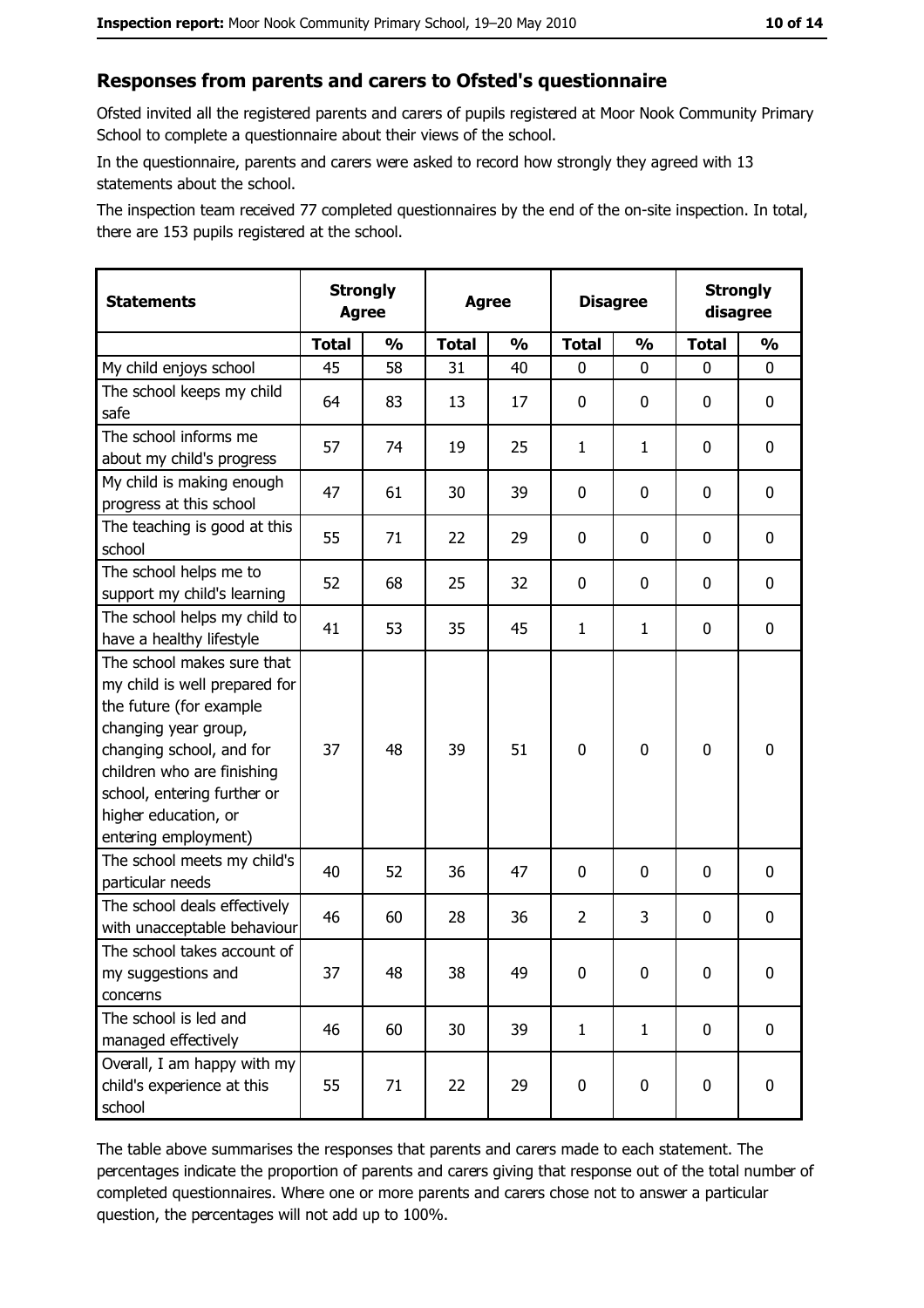## Responses from parents and carers to Ofsted's questionnaire

Ofsted invited all the registered parents and carers of pupils registered at Moor Nook Community Primary School to complete a questionnaire about their views of the school.

In the questionnaire, parents and carers were asked to record how strongly they agreed with 13 statements about the school.

The inspection team received 77 completed questionnaires by the end of the on-site inspection. In total, there are 153 pupils registered at the school.

| Statements | Strongly Agree | | Agree | | Disagree | | Strongly disagree | |
|---|---|---|---|---|---|---|---|---|
| | Total | % | Total | % | Total | % | Total | % |
| My child enjoys school | 45 | 58 | 31 | 40 | 0 | 0 | 0 | 0 |
| The school keeps my child safe | 64 | 83 | 13 | 17 | 0 | 0 | 0 | 0 |
| The school informs me about my child's progress | 57 | 74 | 19 | 25 | 1 | 1 | 0 | 0 |
| My child is making enough progress at this school | 47 | 61 | 30 | 39 | 0 | 0 | 0 | 0 |
| The teaching is good at this school | 55 | 71 | 22 | 29 | 0 | 0 | 0 | 0 |
| The school helps me to support my child's learning | 52 | 68 | 25 | 32 | 0 | 0 | 0 | 0 |
| The school helps my child to have a healthy lifestyle | 41 | 53 | 35 | 45 | 1 | 1 | 0 | 0 |
| The school makes sure that my child is well prepared for the future (for example changing year group, changing school, and for children who are finishing school, entering further or higher education, or entering employment) | 37 | 48 | 39 | 51 | 0 | 0 | 0 | 0 |
| The school meets my child's particular needs | 40 | 52 | 36 | 47 | 0 | 0 | 0 | 0 |
| The school deals effectively with unacceptable behaviour | 46 | 60 | 28 | 36 | 2 | 3 | 0 | 0 |
| The school takes account of my suggestions and concerns | 37 | 48 | 38 | 49 | 0 | 0 | 0 | 0 |
| The school is led and managed effectively | 46 | 60 | 30 | 39 | 1 | 1 | 0 | 0 |
| Overall, I am happy with my child's experience at this school | 55 | 71 | 22 | 29 | 0 | 0 | 0 | 0 |

The table above summarises the responses that parents and carers made to each statement. The percentages indicate the proportion of parents and carers giving that response out of the total number of completed questionnaires. Where one or more parents and carers chose not to answer a particular question, the percentages will not add up to 100%.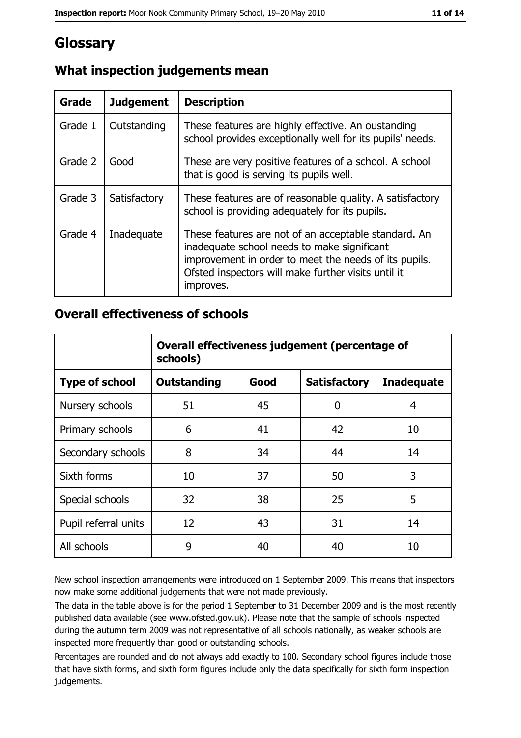# Glossary

## What inspection judgements mean

| Grade | Judgement | Description |
|---|---|---|
| Grade 1 | Outstanding | These features are highly effective. An oustanding school provides exceptionally well for its pupils' needs. |
| Grade 2 | Good | These are very positive features of a school. A school that is good is serving its pupils well. |
| Grade 3 | Satisfactory | These features are of reasonable quality. A satisfactory school is providing adequately for its pupils. |
| Grade 4 | Inadequate | These features are not of an acceptable standard. An inadequate school needs to make significant improvement in order to meet the needs of its pupils. Ofsted inspectors will make further visits until it improves. |

## Overall effectiveness of schools

| | Overall effectiveness judgement (percentage of schools) | | | |
|---|---|---|---|---|
| **Type of school** | **Outstanding** | **Good** | **Satisfactory** | **Inadequate** |
| Nursery schools | 51 | 45 | 0 | 4 |
| Primary schools | 6 | 41 | 42 | 10 |
| Secondary schools | 8 | 34 | 44 | 14 |
| Sixth forms | 10 | 37 | 50 | 3 |
| Special schools | 32 | 38 | 25 | 5 |
| Pupil referral units | 12 | 43 | 31 | 14 |
| All schools | 9 | 40 | 40 | 10 |

New school inspection arrangements were introduced on 1 September 2009. This means that inspectors now make some additional judgements that were not made previously.

The data in the table above is for the period 1 September to 31 December 2009 and is the most recently published data available (see www.ofsted.gov.uk). Please note that the sample of schools inspected during the autumn term 2009 was not representative of all schools nationally, as weaker schools are inspected more frequently than good or outstanding schools.

Percentages are rounded and do not always add exactly to 100. Secondary school figures include those that have sixth forms, and sixth form figures include only the data specifically for sixth form inspection judgements.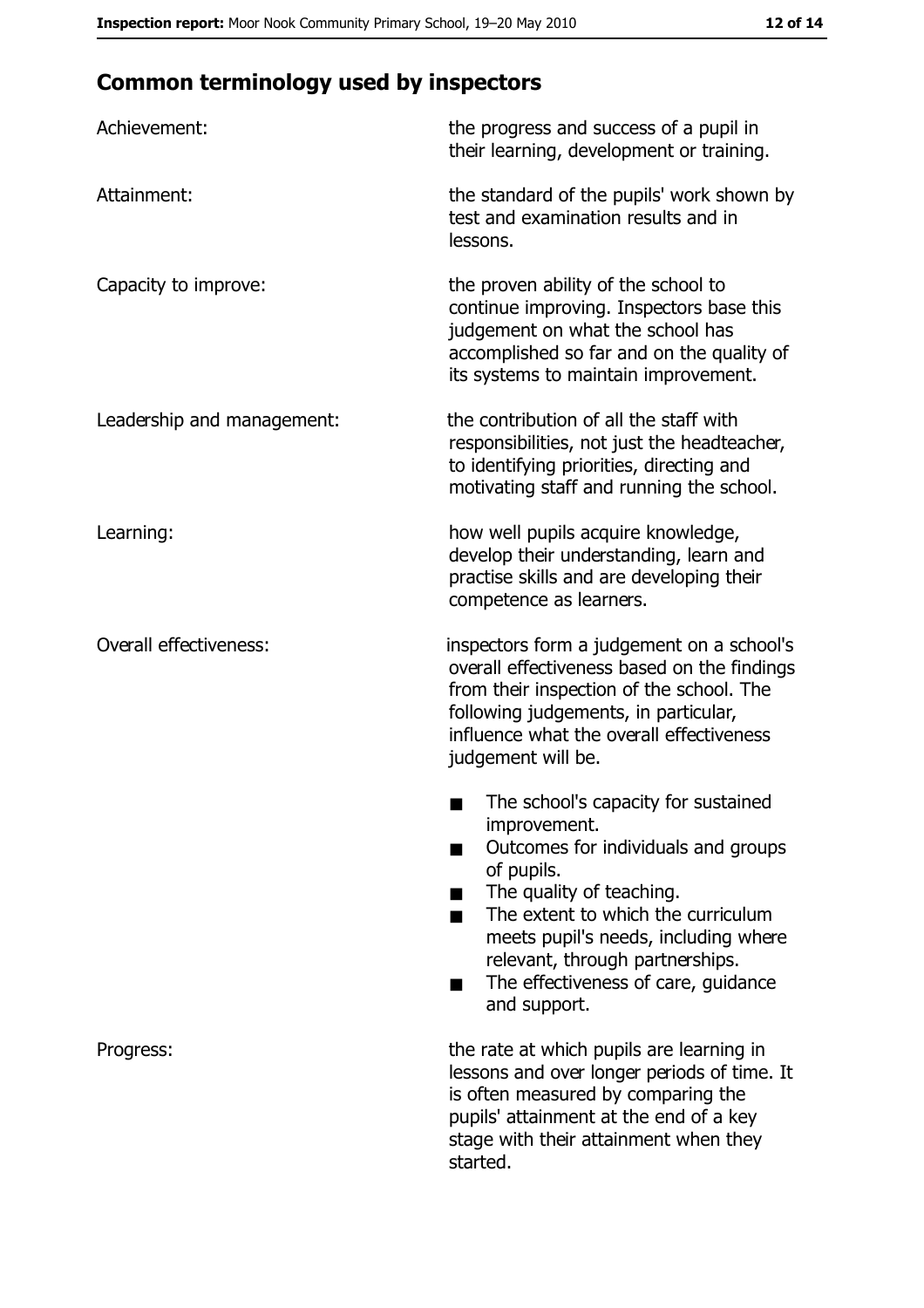## Common terminology used by inspectors

**Achievement:** the progress and success of a pupil in their learning, development or training.

**Attainment:** the standard of the pupils' work shown by test and examination results and in lessons.

**Capacity to improve:** the proven ability of the school to continue improving. Inspectors base this judgement on what the school has accomplished so far and on the quality of its systems to maintain improvement.

**Leadership and management:** the contribution of all the staff with responsibilities, not just the headteacher, to identifying priorities, directing and motivating staff and running the school.

**Learning:** how well pupils acquire knowledge, develop their understanding, learn and practise skills and are developing their competence as learners.

**Overall effectiveness:** inspectors form a judgement on a school's overall effectiveness based on the findings from their inspection of the school. The following judgements, in particular, influence what the overall effectiveness judgement will be.

- The school's capacity for sustained improvement.
- Outcomes for individuals and groups of pupils.
- The quality of teaching.
- The extent to which the curriculum meets pupil's needs, including where relevant, through partnerships.
- The effectiveness of care, guidance and support.

**Progress:** the rate at which pupils are learning in lessons and over longer periods of time. It is often measured by comparing the pupils' attainment at the end of a key stage with their attainment when they started.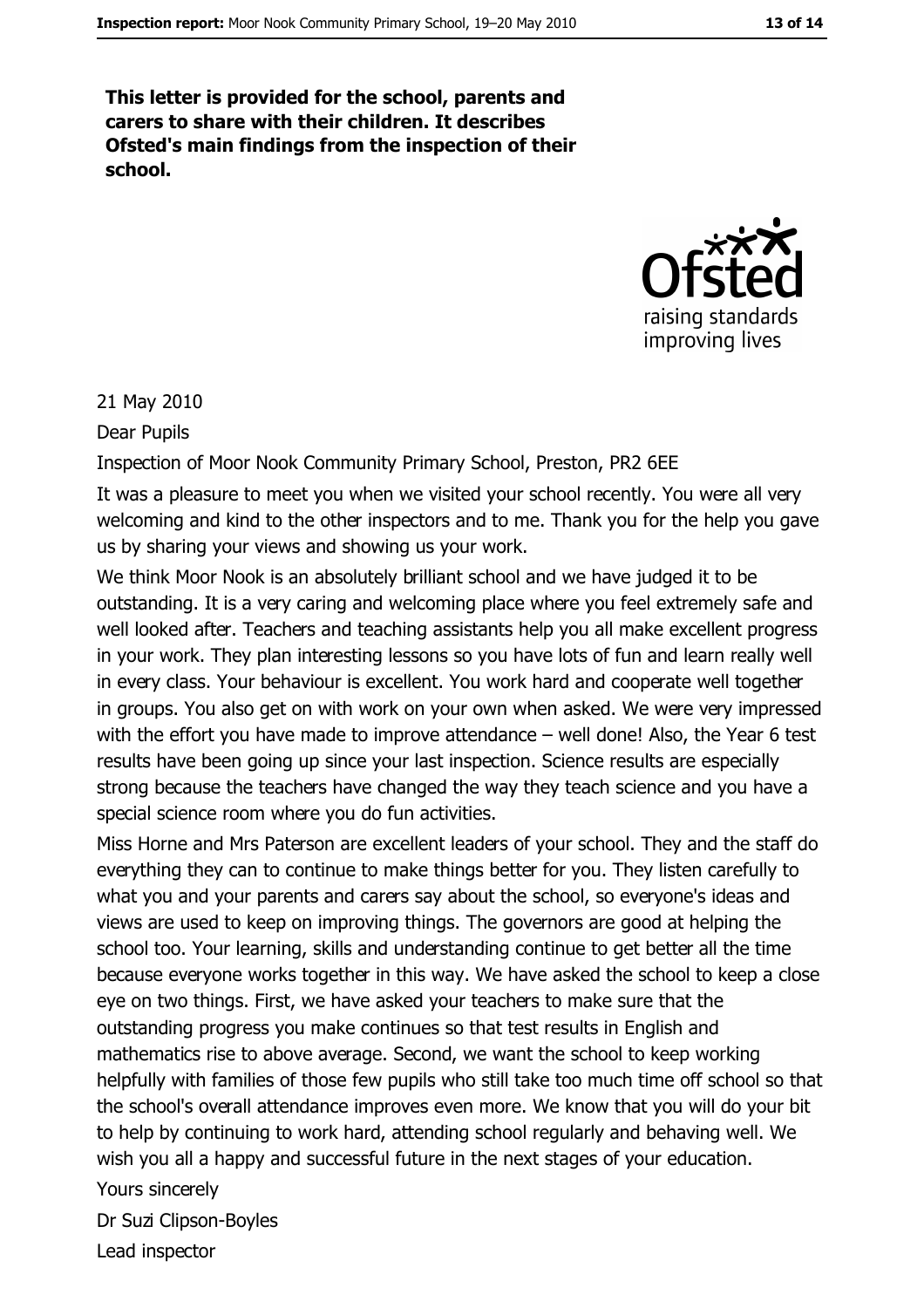**This letter is provided for the school, parents and carers to share with their children. It describes Ofsted's main findings from the inspection of their school.**

21 May 2010

Dear Pupils

Inspection of Moor Nook Community Primary School, Preston, PR2 6EE

It was a pleasure to meet you when we visited your school recently. You were all very welcoming and kind to the other inspectors and to me. Thank you for the help you gave us by sharing your views and showing us your work.

We think Moor Nook is an absolutely brilliant school and we have judged it to be outstanding. It is a very caring and welcoming place where you feel extremely safe and well looked after. Teachers and teaching assistants help you all make excellent progress in your work. They plan interesting lessons so you have lots of fun and learn really well in every class. Your behaviour is excellent. You work hard and cooperate well together in groups. You also get on with work on your own when asked. We were very impressed with the effort you have made to improve attendance – well done! Also, the Year 6 test results have been going up since your last inspection. Science results are especially strong because the teachers have changed the way they teach science and you have a special science room where you do fun activities.

Miss Horne and Mrs Paterson are excellent leaders of your school. They and the staff do everything they can to continue to make things better for you. They listen carefully to what you and your parents and carers say about the school, so everyone's ideas and views are used to keep on improving things. The governors are good at helping the school too. Your learning, skills and understanding continue to get better all the time because everyone works together in this way. We have asked the school to keep a close eye on two things. First, we have asked your teachers to make sure that the outstanding progress you make continues so that test results in English and mathematics rise to above average. Second, we want the school to keep working helpfully with families of those few pupils who still take too much time off school so that the school's overall attendance improves even more. We know that you will do your bit to help by continuing to work hard, attending school regularly and behaving well. We wish you all a happy and successful future in the next stages of your education.

Yours sincerely

Dr Suzi Clipson-Boyles

Lead inspector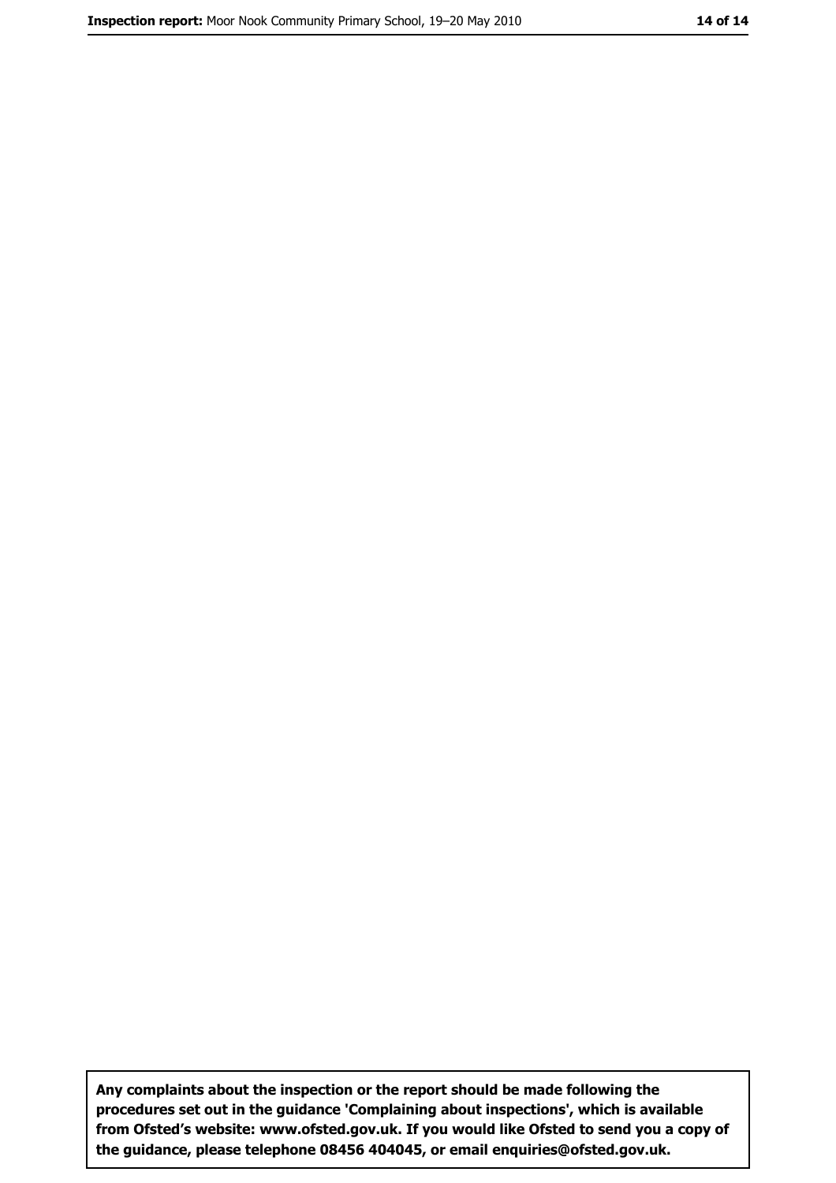**Any complaints about the inspection or the report should be made following the procedures set out in the guidance 'Complaining about inspections', which is available from Ofsted's website: www.ofsted.gov.uk. If you would like Ofsted to send you a copy of the guidance, please telephone 08456 404045, or email enquiries@ofsted.gov.uk.**